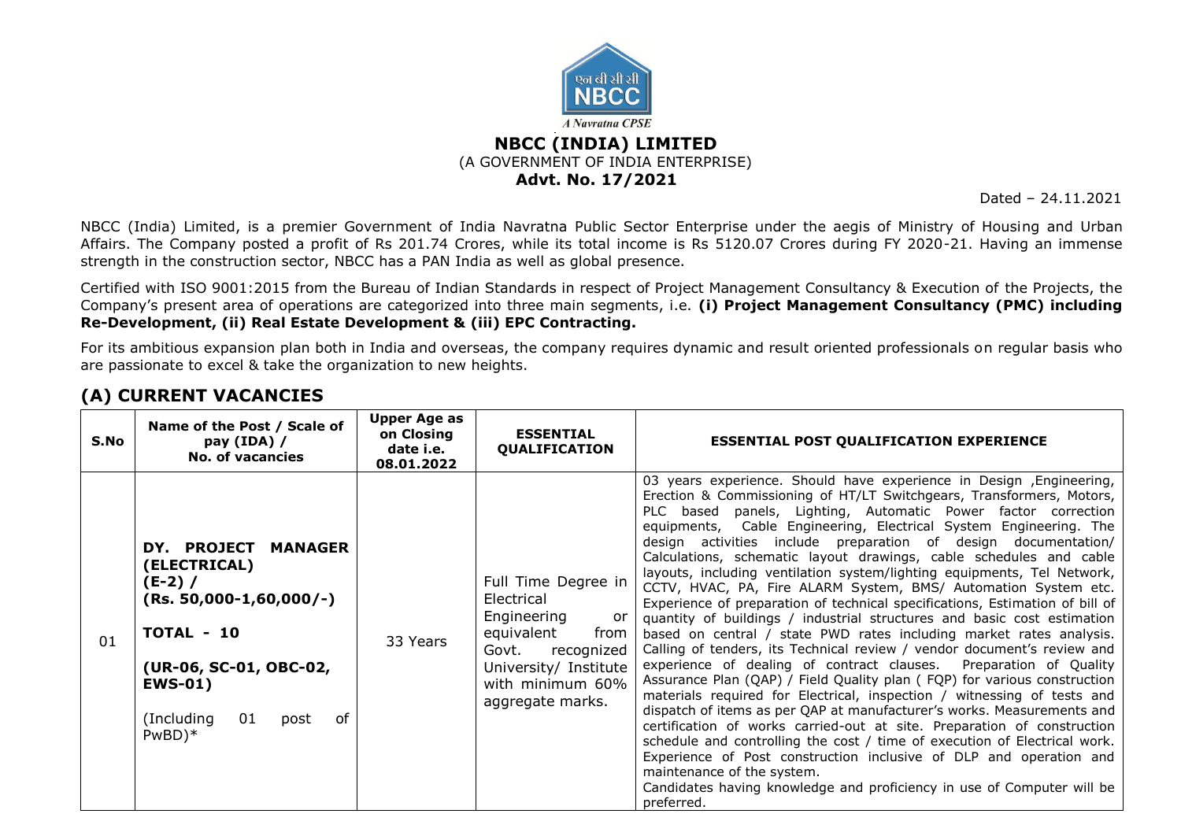एन बी सी सी
NBCC
*A Navratna CPSE*

# NBCC (INDIA) LIMITED

(A GOVERNMENT OF INDIA ENTERPRISE)

**Advt. No. 17/2021**

Dated – 24.11.2021

NBCC (India) Limited, is a premier Government of India Navratna Public Sector Enterprise under the aegis of Ministry of Housing and Urban Affairs. The Company posted a profit of Rs 201.74 Crores, while its total income is Rs 5120.07 Crores during FY 2020-21. Having an immense strength in the construction sector, NBCC has a PAN India as well as global presence.

Certified with ISO 9001:2015 from the Bureau of Indian Standards in respect of Project Management Consultancy & Execution of the Projects, the Company's present area of operations are categorized into three main segments, i.e. **(i) Project Management Consultancy (PMC) including Re-Development, (ii) Real Estate Development & (iii) EPC Contracting.**

For its ambitious expansion plan both in India and overseas, the company requires dynamic and result oriented professionals on regular basis who are passionate to excel & take the organization to new heights.

## (A) CURRENT VACANCIES

| S.No | Name of the Post / Scale of pay (IDA) / No. of vacancies | Upper Age as on Closing date i.e. 08.01.2022 | ESSENTIAL QUALIFICATION | ESSENTIAL POST QUALIFICATION EXPERIENCE |
|---|---|---|---|---|
| 01 | **DY. PROJECT MANAGER (ELECTRICAL) (E-2) / (Rs. 50,000-1,60,000/-)** <br> **TOTAL - 10** <br> **(UR-06, SC-01, OBC-02, EWS-01)** <br> (Including 01 post of PwBD)* | 33 Years | Full Time Degree in Electrical Engineering or equivalent from Govt. recognized University/ Institute with minimum 60% aggregate marks. | 03 years experience. Should have experience in Design ,Engineering, Erection & Commissioning of HT/LT Switchgears, Transformers, Motors, PLC based panels, Lighting, Automatic Power factor correction equipments, Cable Engineering, Electrical System Engineering. The design activities include preparation of design documentation/ Calculations, schematic layout drawings, cable schedules and cable layouts, including ventilation system/lighting equipments, Tel Network, CCTV, HVAC, PA, Fire ALARM System, BMS/ Automation System etc. Experience of preparation of technical specifications, Estimation of bill of quantity of buildings / industrial structures and basic cost estimation based on central / state PWD rates including market rates analysis. Calling of tenders, its Technical review / vendor document's review and experience of dealing of contract clauses. Preparation of Quality Assurance Plan (QAP) / Field Quality plan ( FQP) for various construction materials required for Electrical, inspection / witnessing of tests and dispatch of items as per QAP at manufacturer's works. Measurements and certification of works carried-out at site. Preparation of construction schedule and controlling the cost / time of execution of Electrical work. Experience of Post construction inclusive of DLP and operation and maintenance of the system. <br> Candidates having knowledge and proficiency in use of Computer will be preferred. |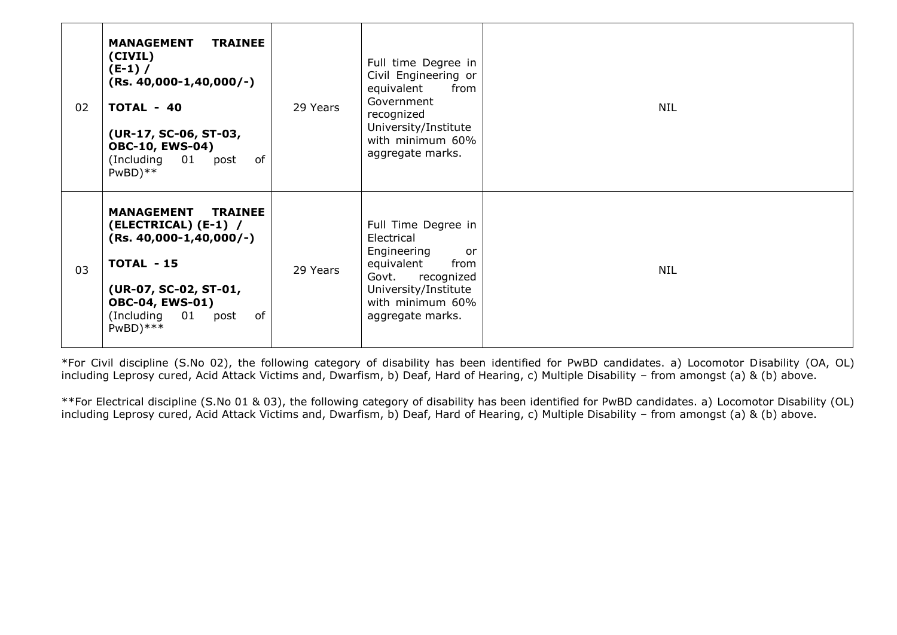| | | | | |
|---|---|---|---|---|
| 02 | **MANAGEMENT TRAINEE (CIVIL) (E-1) / (Rs. 40,000-1,40,000/-)**<br><br>**TOTAL - 40**<br><br>**(UR-17, SC-06, ST-03, OBC-10, EWS-04)** (Including 01 post of PwBD)** | 29 Years | Full time Degree in Civil Engineering or equivalent from Government recognized University/Institute with minimum 60% aggregate marks. | NIL |
| 03 | **MANAGEMENT TRAINEE (ELECTRICAL) (E-1) / (Rs. 40,000-1,40,000/-)**<br><br>**TOTAL - 15**<br><br>**(UR-07, SC-02, ST-01, OBC-04, EWS-01)** (Including 01 post of PwBD)*** | 29 Years | Full Time Degree in Electrical Engineering or equivalent from Govt. recognized University/Institute with minimum 60% aggregate marks. | NIL |

*For Civil discipline (S.No 02), the following category of disability has been identified for PwBD candidates. a) Locomotor Disability (OA, OL) including Leprosy cured, Acid Attack Victims and, Dwarfism, b) Deaf, Hard of Hearing, c) Multiple Disability – from amongst (a) & (b) above.

**For Electrical discipline (S.No 01 & 03), the following category of disability has been identified for PwBD candidates. a) Locomotor Disability (OL) including Leprosy cured, Acid Attack Victims and, Dwarfism, b) Deaf, Hard of Hearing, c) Multiple Disability – from amongst (a) & (b) above.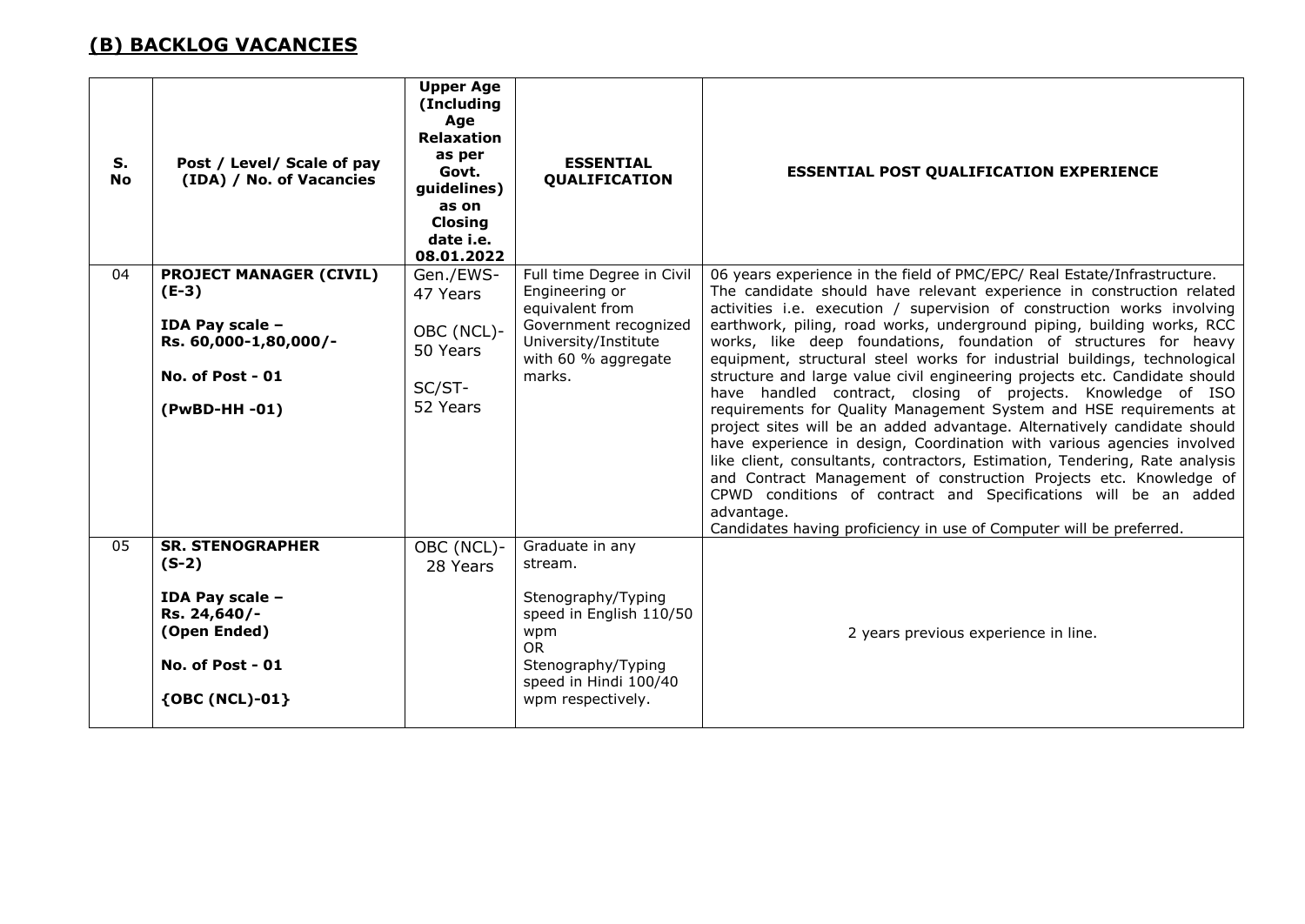## (B) BACKLOG VACANCIES

| S. No | Post / Level/ Scale of pay (IDA) / No. of Vacancies | Upper Age (Including Age Relaxation as per Govt. guidelines) as on Closing date i.e. 08.01.2022 | ESSENTIAL QUALIFICATION | ESSENTIAL POST QUALIFICATION EXPERIENCE |
|---|---|---|---|---|
| 04 | **PROJECT MANAGER (CIVIL) (E-3)**<br><br>**IDA Pay scale – Rs. 60,000-1,80,000/-**<br><br>**No. of Post - 01**<br><br>**(PwBD-HH -01)** | Gen./EWS- 47 Years<br><br>OBC (NCL)- 50 Years<br><br>SC/ST- 52 Years | Full time Degree in Civil Engineering or equivalent from Government recognized University/Institute with 60 % aggregate marks. | 06 years experience in the field of PMC/EPC/ Real Estate/Infrastructure. The candidate should have relevant experience in construction related activities i.e. execution / supervision of construction works involving earthwork, piling, road works, underground piping, building works, RCC works, like deep foundations, foundation of structures for heavy equipment, structural steel works for industrial buildings, technological structure and large value civil engineering projects etc. Candidate should have handled contract, closing of projects. Knowledge of ISO requirements for Quality Management System and HSE requirements at project sites will be an added advantage. Alternatively candidate should have experience in design, Coordination with various agencies involved like client, consultants, contractors, Estimation, Tendering, Rate analysis and Contract Management of construction Projects etc. Knowledge of CPWD conditions of contract and Specifications will be an added advantage.<br>Candidates having proficiency in use of Computer will be preferred. |
| 05 | **SR. STENOGRAPHER (S-2)**<br><br>**IDA Pay scale – Rs. 24,640/- (Open Ended)**<br><br>**No. of Post - 01**<br><br>**{OBC (NCL)-01}** | OBC (NCL)- 28 Years | Graduate in any stream.<br><br>Stenography/Typing speed in English 110/50 wpm<br>OR<br>Stenography/Typing speed in Hindi 100/40 wpm respectively. | 2 years previous experience in line. |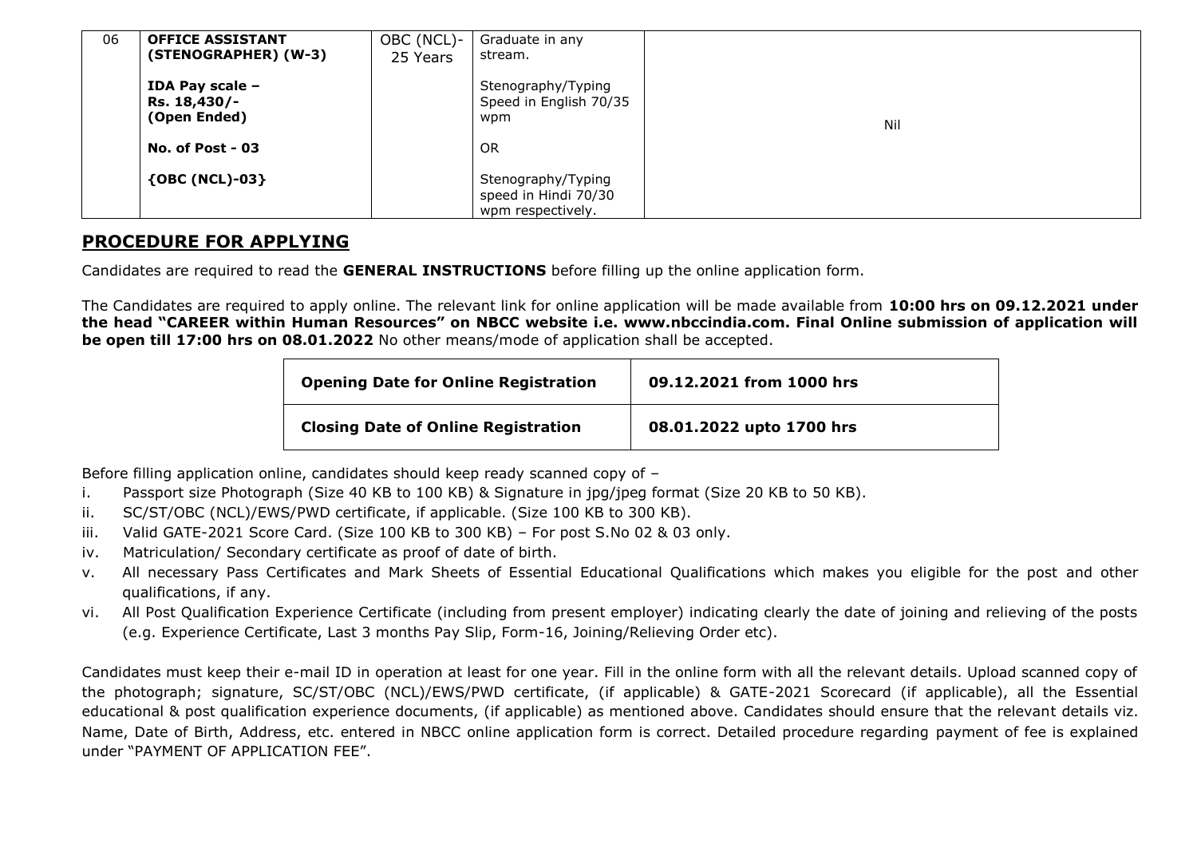| 06 | **OFFICE ASSISTANT (STENOGRAPHER) (W-3)**<br><br>**IDA Pay scale – Rs. 18,430/- (Open Ended)**<br><br>**No. of Post - 03**<br><br>**{OBC (NCL)-03}** | OBC (NCL)- 25 Years | Graduate in any stream.<br><br>Stenography/Typing Speed in English 70/35 wpm<br><br>OR<br><br>Stenography/Typing speed in Hindi 70/30 wpm respectively. | Nil |
|---|---|---|---|---|

## PROCEDURE FOR APPLYING

Candidates are required to read the **GENERAL INSTRUCTIONS** before filling up the online application form.

The Candidates are required to apply online. The relevant link for online application will be made available from **10:00 hrs on 09.12.2021 under the head "CAREER within Human Resources" on NBCC website i.e. www.nbccindia.com. Final Online submission of application will be open till 17:00 hrs on 08.01.2022** No other means/mode of application shall be accepted.

| **Opening Date for Online Registration** | **09.12.2021 from 1000 hrs** |
|---|---|
| **Closing Date of Online Registration** | **08.01.2022 upto 1700 hrs** |

Before filling application online, candidates should keep ready scanned copy of –

i. Passport size Photograph (Size 40 KB to 100 KB) & Signature in jpg/jpeg format (Size 20 KB to 50 KB).
ii. SC/ST/OBC (NCL)/EWS/PWD certificate, if applicable. (Size 100 KB to 300 KB).
iii. Valid GATE-2021 Score Card. (Size 100 KB to 300 KB) – For post S.No 02 & 03 only.
iv. Matriculation/ Secondary certificate as proof of date of birth.
v. All necessary Pass Certificates and Mark Sheets of Essential Educational Qualifications which makes you eligible for the post and other qualifications, if any.
vi. All Post Qualification Experience Certificate (including from present employer) indicating clearly the date of joining and relieving of the posts (e.g. Experience Certificate, Last 3 months Pay Slip, Form-16, Joining/Relieving Order etc).

Candidates must keep their e-mail ID in operation at least for one year. Fill in the online form with all the relevant details. Upload scanned copy of the photograph; signature, SC/ST/OBC (NCL)/EWS/PWD certificate, (if applicable) & GATE-2021 Scorecard (if applicable), all the Essential educational & post qualification experience documents, (if applicable) as mentioned above. Candidates should ensure that the relevant details viz. Name, Date of Birth, Address, etc. entered in NBCC online application form is correct. Detailed procedure regarding payment of fee is explained under "PAYMENT OF APPLICATION FEE".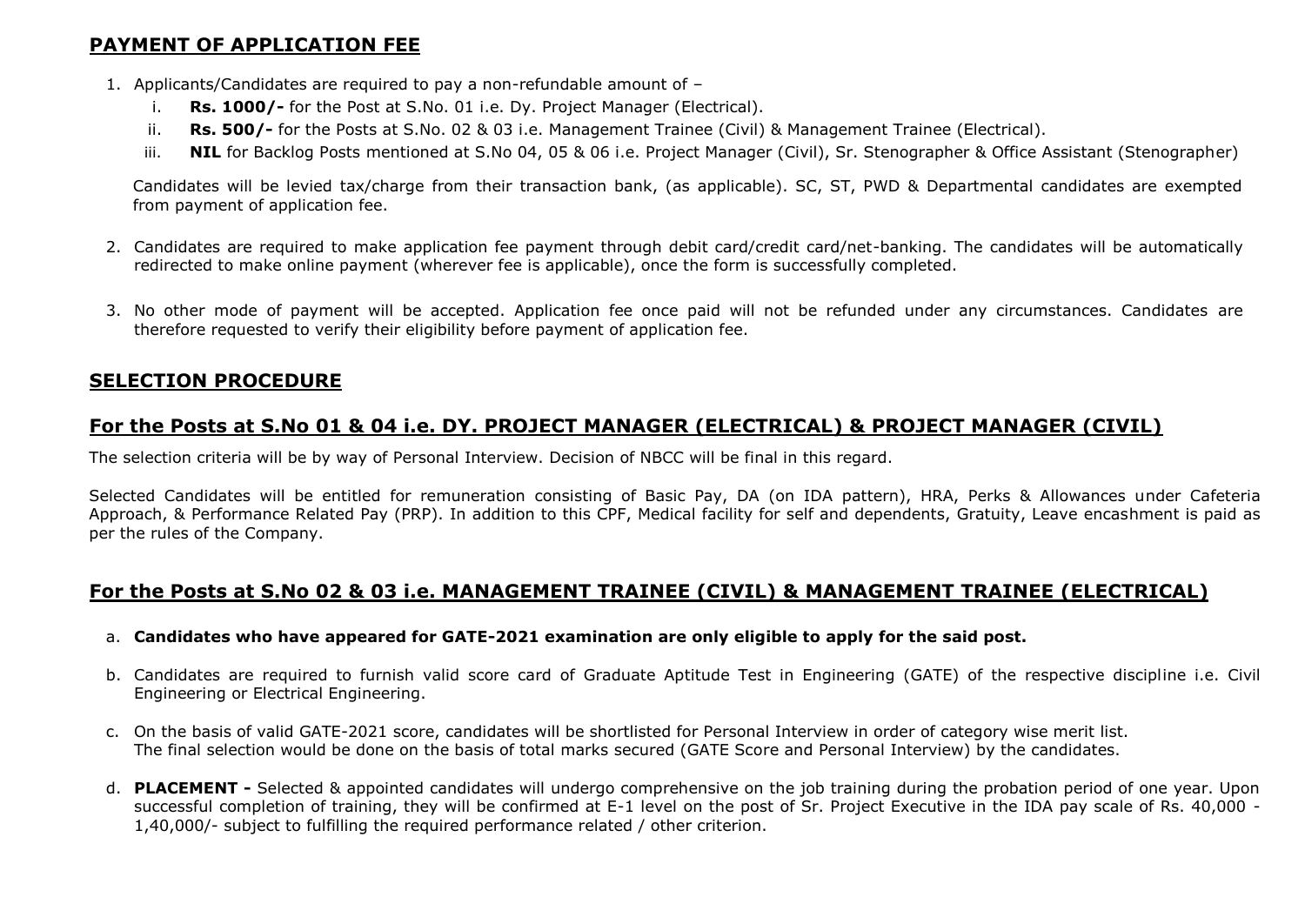## PAYMENT OF APPLICATION FEE

1. Applicants/Candidates are required to pay a non-refundable amount of –
   i. **Rs. 1000/-** for the Post at S.No. 01 i.e. Dy. Project Manager (Electrical).
   ii. **Rs. 500/-** for the Posts at S.No. 02 & 03 i.e. Management Trainee (Civil) & Management Trainee (Electrical).
   iii. **NIL** for Backlog Posts mentioned at S.No 04, 05 & 06 i.e. Project Manager (Civil), Sr. Stenographer & Office Assistant (Stenographer)

   Candidates will be levied tax/charge from their transaction bank, (as applicable). SC, ST, PWD & Departmental candidates are exempted from payment of application fee.

2. Candidates are required to make application fee payment through debit card/credit card/net-banking. The candidates will be automatically redirected to make online payment (wherever fee is applicable), once the form is successfully completed.

3. No other mode of payment will be accepted. Application fee once paid will not be refunded under any circumstances. Candidates are therefore requested to verify their eligibility before payment of application fee.

## SELECTION PROCEDURE

## For the Posts at S.No 01 & 04 i.e. DY. PROJECT MANAGER (ELECTRICAL) & PROJECT MANAGER (CIVIL)

The selection criteria will be by way of Personal Interview. Decision of NBCC will be final in this regard.

Selected Candidates will be entitled for remuneration consisting of Basic Pay, DA (on IDA pattern), HRA, Perks & Allowances under Cafeteria Approach, & Performance Related Pay (PRP). In addition to this CPF, Medical facility for self and dependents, Gratuity, Leave encashment is paid as per the rules of the Company.

## For the Posts at S.No 02 & 03 i.e. MANAGEMENT TRAINEE (CIVIL) & MANAGEMENT TRAINEE (ELECTRICAL)

a. **Candidates who have appeared for GATE-2021 examination are only eligible to apply for the said post.**

b. Candidates are required to furnish valid score card of Graduate Aptitude Test in Engineering (GATE) of the respective discipline i.e. Civil Engineering or Electrical Engineering.

c. On the basis of valid GATE-2021 score, candidates will be shortlisted for Personal Interview in order of category wise merit list. The final selection would be done on the basis of total marks secured (GATE Score and Personal Interview) by the candidates.

d. **PLACEMENT -** Selected & appointed candidates will undergo comprehensive on the job training during the probation period of one year. Upon successful completion of training, they will be confirmed at E-1 level on the post of Sr. Project Executive in the IDA pay scale of Rs. 40,000 - 1,40,000/- subject to fulfilling the required performance related / other criterion.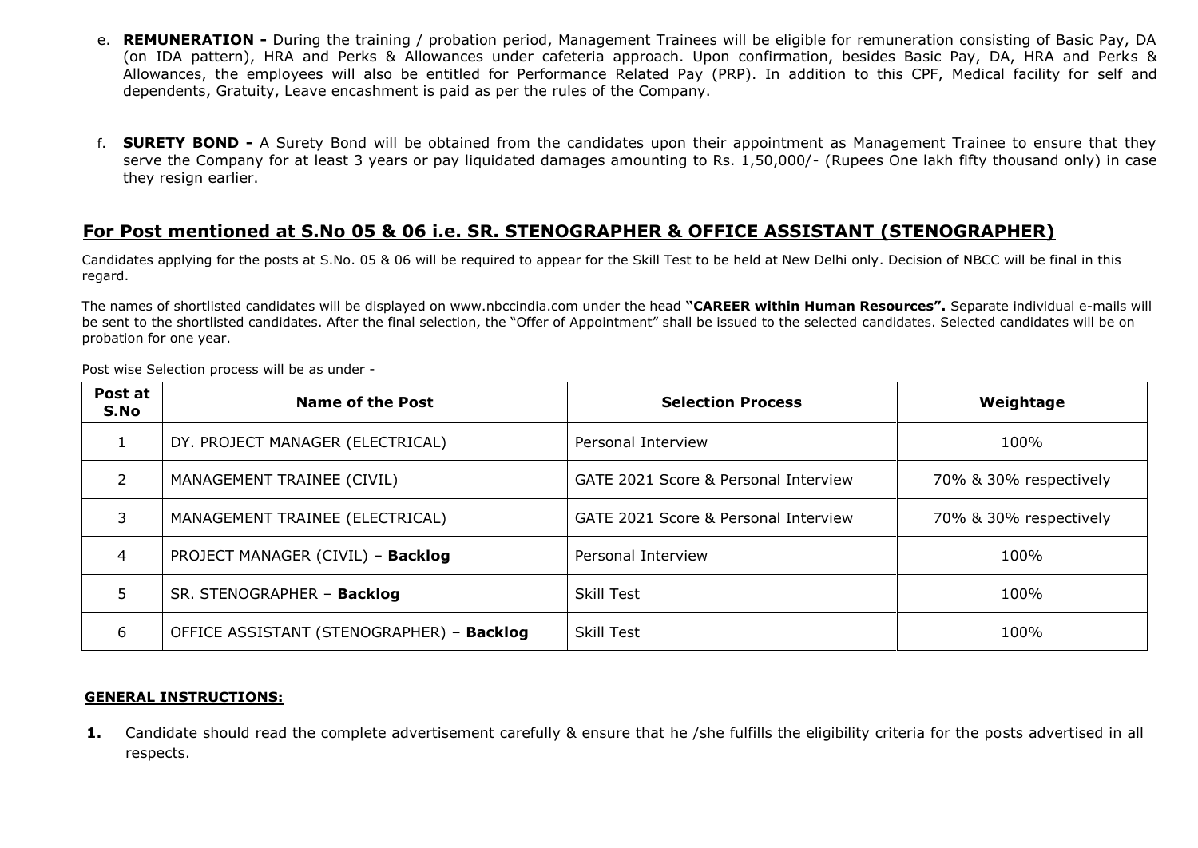e. **REMUNERATION -** During the training / probation period, Management Trainees will be eligible for remuneration consisting of Basic Pay, DA (on IDA pattern), HRA and Perks & Allowances under cafeteria approach. Upon confirmation, besides Basic Pay, DA, HRA and Perks & Allowances, the employees will also be entitled for Performance Related Pay (PRP). In addition to this CPF, Medical facility for self and dependents, Gratuity, Leave encashment is paid as per the rules of the Company.

f. **SURETY BOND -** A Surety Bond will be obtained from the candidates upon their appointment as Management Trainee to ensure that they serve the Company for at least 3 years or pay liquidated damages amounting to Rs. 1,50,000/- (Rupees One lakh fifty thousand only) in case they resign earlier.

## For Post mentioned at S.No 05 & 06 i.e. SR. STENOGRAPHER & OFFICE ASSISTANT (STENOGRAPHER)

Candidates applying for the posts at S.No. 05 & 06 will be required to appear for the Skill Test to be held at New Delhi only. Decision of NBCC will be final in this regard.

The names of shortlisted candidates will be displayed on www.nbccindia.com under the head **"CAREER within Human Resources".** Separate individual e-mails will be sent to the shortlisted candidates. After the final selection, the "Offer of Appointment" shall be issued to the selected candidates. Selected candidates will be on probation for one year.

Post wise Selection process will be as under -

| Post at S.No | Name of the Post | Selection Process | Weightage |
|---|---|---|---|
| 1 | DY. PROJECT MANAGER (ELECTRICAL) | Personal Interview | 100% |
| 2 | MANAGEMENT TRAINEE (CIVIL) | GATE 2021 Score & Personal Interview | 70% & 30% respectively |
| 3 | MANAGEMENT TRAINEE (ELECTRICAL) | GATE 2021 Score & Personal Interview | 70% & 30% respectively |
| 4 | PROJECT MANAGER (CIVIL) – **Backlog** | Personal Interview | 100% |
| 5 | SR. STENOGRAPHER – **Backlog** | Skill Test | 100% |
| 6 | OFFICE ASSISTANT (STENOGRAPHER) – **Backlog** | Skill Test | 100% |

**GENERAL INSTRUCTIONS:**

**1.** Candidate should read the complete advertisement carefully & ensure that he /she fulfills the eligibility criteria for the posts advertised in all respects.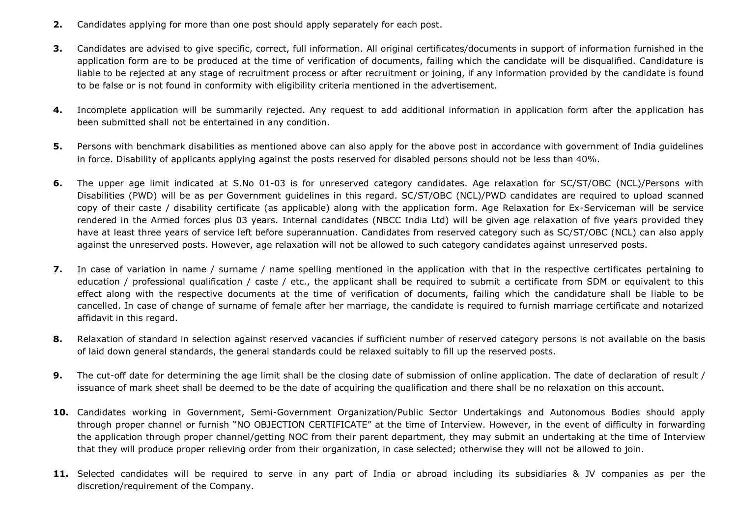**2.** Candidates applying for more than one post should apply separately for each post.

**3.** Candidates are advised to give specific, correct, full information. All original certificates/documents in support of information furnished in the application form are to be produced at the time of verification of documents, failing which the candidate will be disqualified. Candidature is liable to be rejected at any stage of recruitment process or after recruitment or joining, if any information provided by the candidate is found to be false or is not found in conformity with eligibility criteria mentioned in the advertisement.

**4.** Incomplete application will be summarily rejected. Any request to add additional information in application form after the application has been submitted shall not be entertained in any condition.

**5.** Persons with benchmark disabilities as mentioned above can also apply for the above post in accordance with government of India guidelines in force. Disability of applicants applying against the posts reserved for disabled persons should not be less than 40%.

**6.** The upper age limit indicated at S.No 01-03 is for unreserved category candidates. Age relaxation for SC/ST/OBC (NCL)/Persons with Disabilities (PWD) will be as per Government guidelines in this regard. SC/ST/OBC (NCL)/PWD candidates are required to upload scanned copy of their caste / disability certificate (as applicable) along with the application form. Age Relaxation for Ex-Serviceman will be service rendered in the Armed forces plus 03 years. Internal candidates (NBCC India Ltd) will be given age relaxation of five years provided they have at least three years of service left before superannuation. Candidates from reserved category such as SC/ST/OBC (NCL) can also apply against the unreserved posts. However, age relaxation will not be allowed to such category candidates against unreserved posts.

**7.** In case of variation in name / surname / name spelling mentioned in the application with that in the respective certificates pertaining to education / professional qualification / caste / etc., the applicant shall be required to submit a certificate from SDM or equivalent to this effect along with the respective documents at the time of verification of documents, failing which the candidature shall be liable to be cancelled. In case of change of surname of female after her marriage, the candidate is required to furnish marriage certificate and notarized affidavit in this regard.

**8.** Relaxation of standard in selection against reserved vacancies if sufficient number of reserved category persons is not available on the basis of laid down general standards, the general standards could be relaxed suitably to fill up the reserved posts.

**9.** The cut-off date for determining the age limit shall be the closing date of submission of online application. The date of declaration of result / issuance of mark sheet shall be deemed to be the date of acquiring the qualification and there shall be no relaxation on this account.

**10.** Candidates working in Government, Semi-Government Organization/Public Sector Undertakings and Autonomous Bodies should apply through proper channel or furnish "NO OBJECTION CERTIFICATE" at the time of Interview. However, in the event of difficulty in forwarding the application through proper channel/getting NOC from their parent department, they may submit an undertaking at the time of Interview that they will produce proper relieving order from their organization, in case selected; otherwise they will not be allowed to join.

**11.** Selected candidates will be required to serve in any part of India or abroad including its subsidiaries & JV companies as per the discretion/requirement of the Company.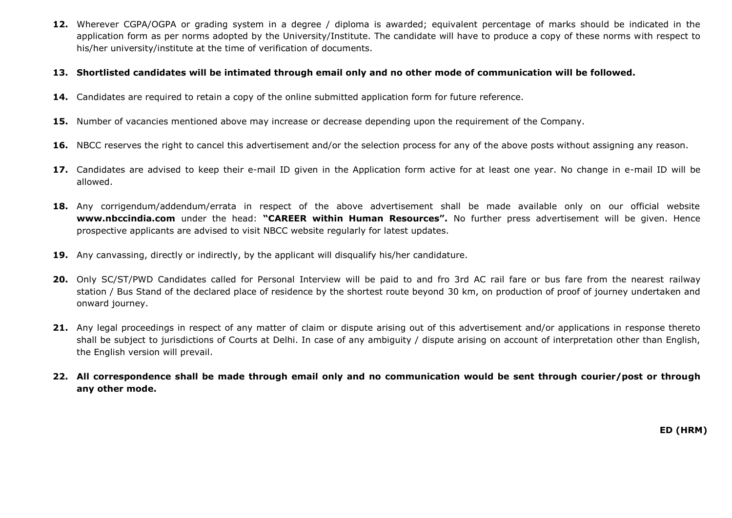**12.** Wherever CGPA/OGPA or grading system in a degree / diploma is awarded; equivalent percentage of marks should be indicated in the application form as per norms adopted by the University/Institute. The candidate will have to produce a copy of these norms with respect to his/her university/institute at the time of verification of documents.

**13. Shortlisted candidates will be intimated through email only and no other mode of communication will be followed.**

**14.** Candidates are required to retain a copy of the online submitted application form for future reference.

**15.** Number of vacancies mentioned above may increase or decrease depending upon the requirement of the Company.

**16.** NBCC reserves the right to cancel this advertisement and/or the selection process for any of the above posts without assigning any reason.

**17.** Candidates are advised to keep their e-mail ID given in the Application form active for at least one year. No change in e-mail ID will be allowed.

**18.** Any corrigendum/addendum/errata in respect of the above advertisement shall be made available only on our official website **www.nbccindia.com** under the head: **"CAREER within Human Resources".** No further press advertisement will be given. Hence prospective applicants are advised to visit NBCC website regularly for latest updates.

**19.** Any canvassing, directly or indirectly, by the applicant will disqualify his/her candidature.

**20.** Only SC/ST/PWD Candidates called for Personal Interview will be paid to and fro 3rd AC rail fare or bus fare from the nearest railway station / Bus Stand of the declared place of residence by the shortest route beyond 30 km, on production of proof of journey undertaken and onward journey.

**21.** Any legal proceedings in respect of any matter of claim or dispute arising out of this advertisement and/or applications in response thereto shall be subject to jurisdictions of Courts at Delhi. In case of any ambiguity / dispute arising on account of interpretation other than English, the English version will prevail.

**22. All correspondence shall be made through email only and no communication would be sent through courier/post or through any other mode.**

**ED (HRM)**